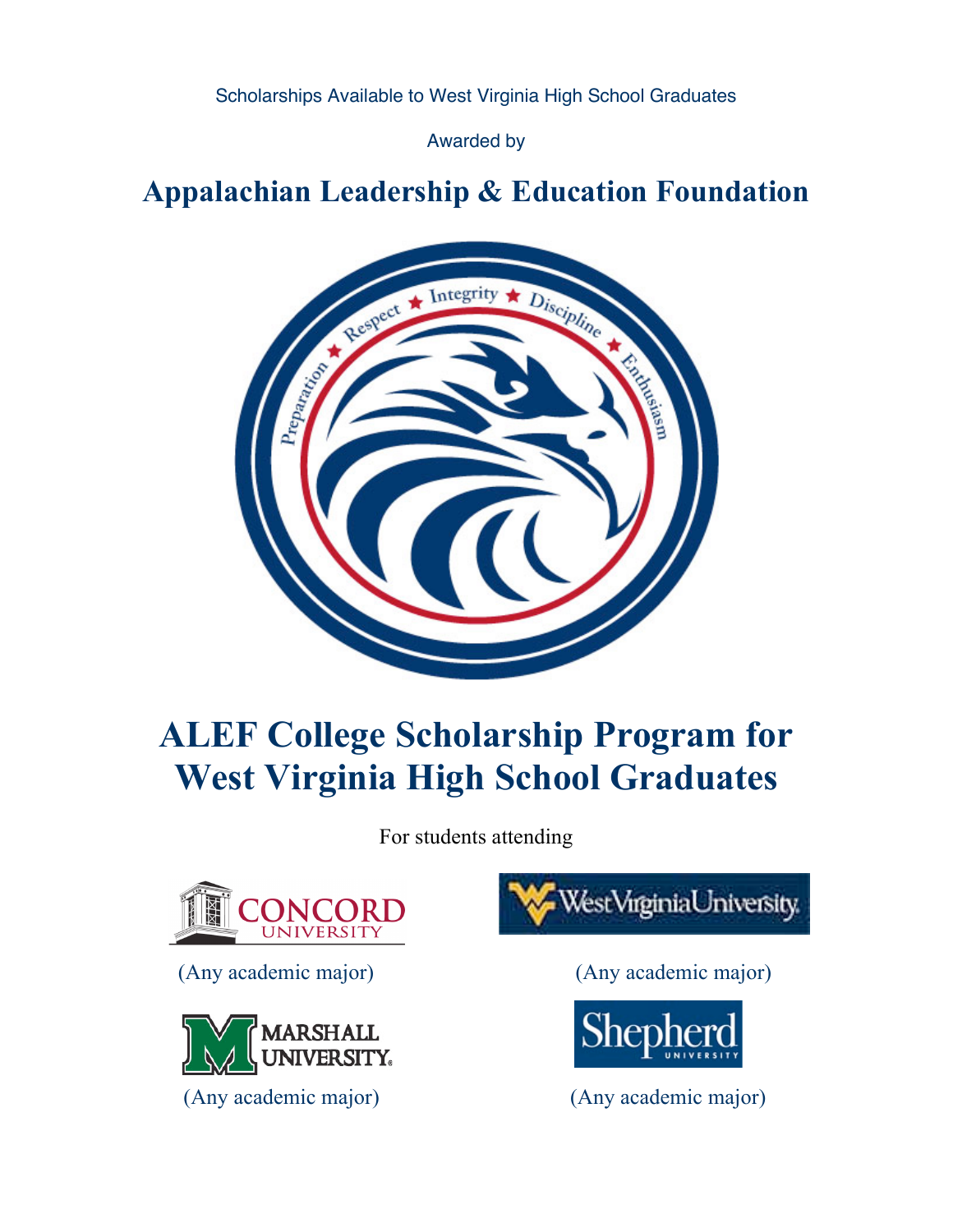Scholarships Available to West Virginia High School Graduates

Awarded by

# Appalachian Leadership & Education Foundation

Preparation ★ Respect ★ Integrity ★ Discipline ★ Enthusiasm

# ALEF College Scholarship Program for West Virginia High School Graduates

For students attending

CONCORD UNIVERSITY

(Any academic major)

West Virginia University

(Any academic major)

MARSHALL UNIVERSITY

(Any academic major)

Shepherd UNIVERSITY

(Any academic major)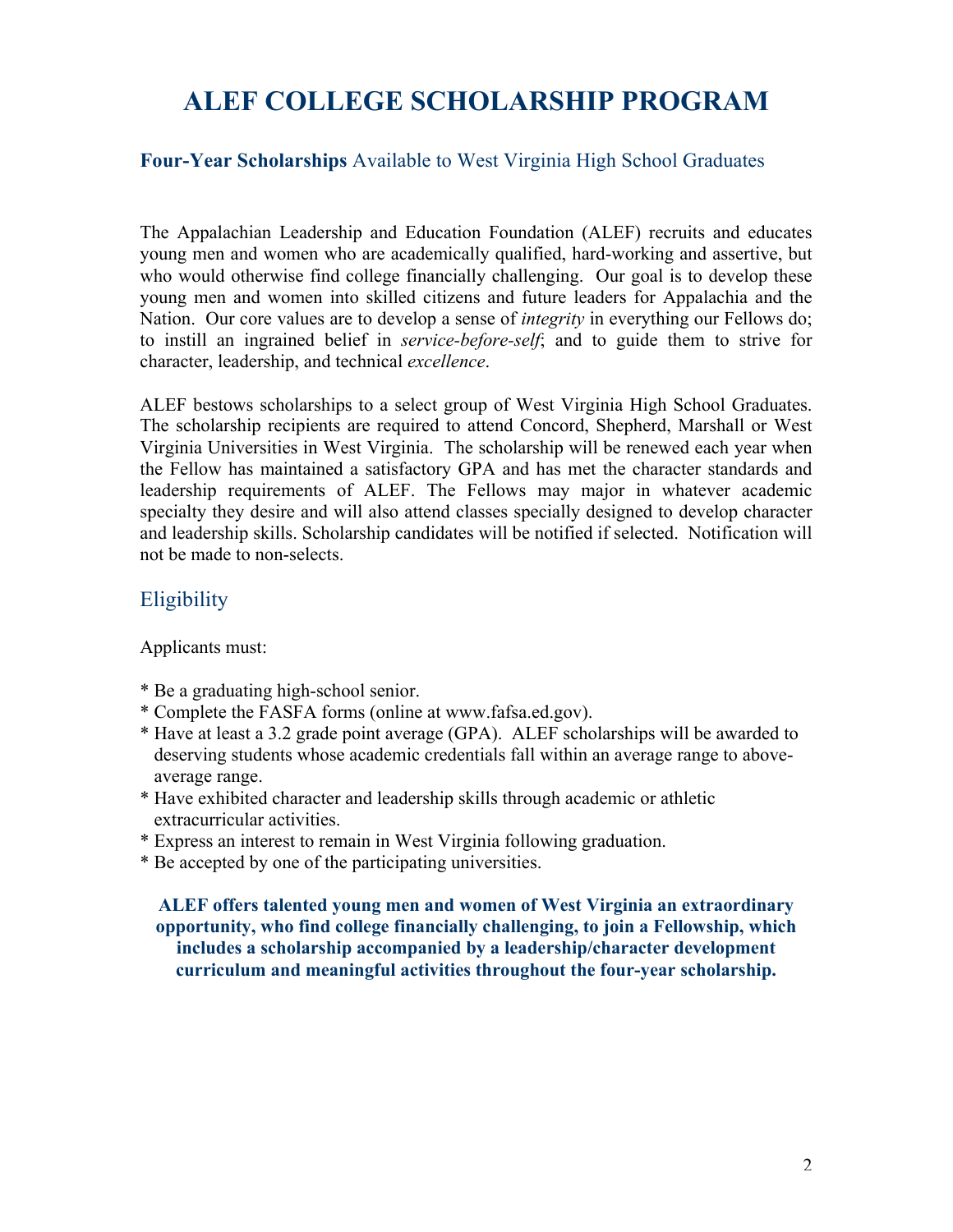# ALEF COLLEGE SCHOLARSHIP PROGRAM

**Four-Year Scholarships** Available to West Virginia High School Graduates

The Appalachian Leadership and Education Foundation (ALEF) recruits and educates young men and women who are academically qualified, hard-working and assertive, but who would otherwise find college financially challenging. Our goal is to develop these young men and women into skilled citizens and future leaders for Appalachia and the Nation. Our core values are to develop a sense of *integrity* in everything our Fellows do; to instill an ingrained belief in *service-before-self*; and to guide them to strive for character, leadership, and technical *excellence*.

ALEF bestows scholarships to a select group of West Virginia High School Graduates. The scholarship recipients are required to attend Concord, Shepherd, Marshall or West Virginia Universities in West Virginia. The scholarship will be renewed each year when the Fellow has maintained a satisfactory GPA and has met the character standards and leadership requirements of ALEF. The Fellows may major in whatever academic specialty they desire and will also attend classes specially designed to develop character and leadership skills. Scholarship candidates will be notified if selected. Notification will not be made to non-selects.

## Eligibility

Applicants must:

* Be a graduating high-school senior.
* Complete the FASFA forms (online at www.fafsa.ed.gov).
* Have at least a 3.2 grade point average (GPA). ALEF scholarships will be awarded to deserving students whose academic credentials fall within an average range to above-average range.
* Have exhibited character and leadership skills through academic or athletic extracurricular activities.
* Express an interest to remain in West Virginia following graduation.
* Be accepted by one of the participating universities.

**ALEF offers talented young men and women of West Virginia an extraordinary opportunity, who find college financially challenging, to join a Fellowship, which includes a scholarship accompanied by a leadership/character development curriculum and meaningful activities throughout the four-year scholarship.**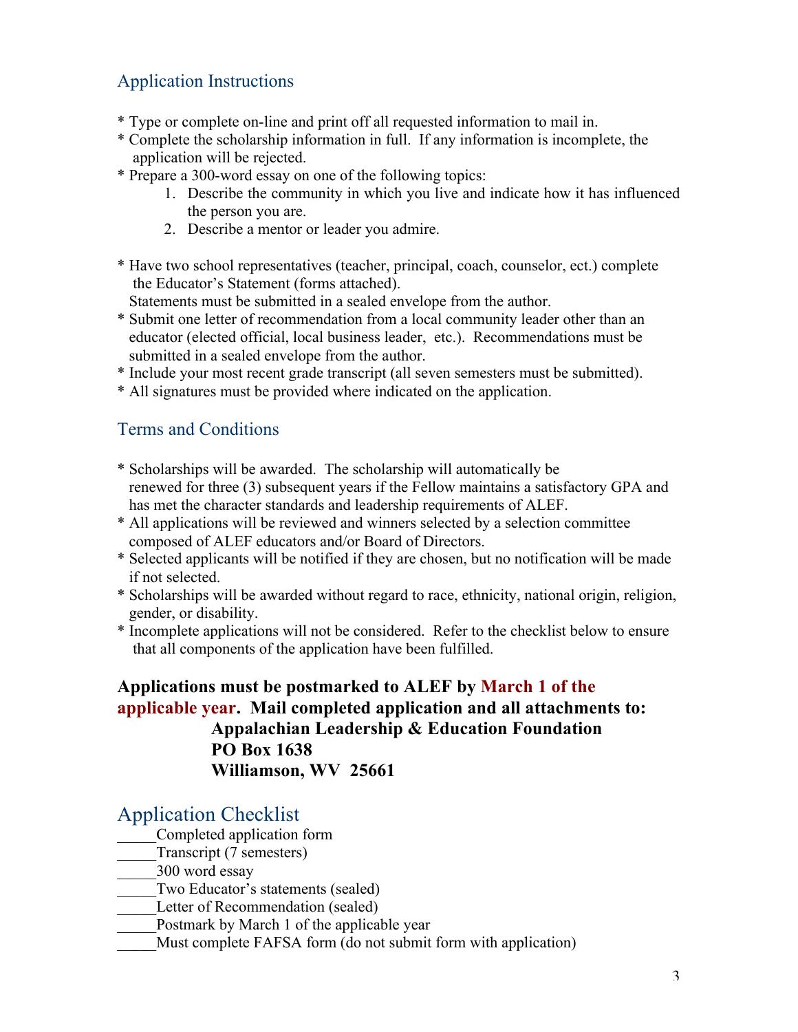## Application Instructions

* Type or complete on-line and print off all requested information to mail in.
* Complete the scholarship information in full. If any information is incomplete, the application will be rejected.
* Prepare a 300-word essay on one of the following topics:
    1. Describe the community in which you live and indicate how it has influenced the person you are.
    2. Describe a mentor or leader you admire.

* Have two school representatives (teacher, principal, coach, counselor, ect.) complete the Educator's Statement (forms attached).
  Statements must be submitted in a sealed envelope from the author.
* Submit one letter of recommendation from a local community leader other than an educator (elected official, local business leader, etc.). Recommendations must be submitted in a sealed envelope from the author.
* Include your most recent grade transcript (all seven semesters must be submitted).
* All signatures must be provided where indicated on the application.

## Terms and Conditions

* Scholarships will be awarded. The scholarship will automatically be renewed for three (3) subsequent years if the Fellow maintains a satisfactory GPA and has met the character standards and leadership requirements of ALEF.
* All applications will be reviewed and winners selected by a selection committee composed of ALEF educators and/or Board of Directors.
* Selected applicants will be notified if they are chosen, but no notification will be made if not selected.
* Scholarships will be awarded without regard to race, ethnicity, national origin, religion, gender, or disability.
* Incomplete applications will not be considered. Refer to the checklist below to ensure that all components of the application have been fulfilled.

**Applications must be postmarked to ALEF by March 1 of the applicable year. Mail completed application and all attachments to:**

**Appalachian Leadership & Education Foundation**
**PO Box 1638**
**Williamson, WV 25661**

## Application Checklist

_____Completed application form
_____Transcript (7 semesters)
_____300 word essay
_____Two Educator's statements (sealed)
_____Letter of Recommendation (sealed)
_____Postmark by March 1 of the applicable year
_____Must complete FAFSA form (do not submit form with application)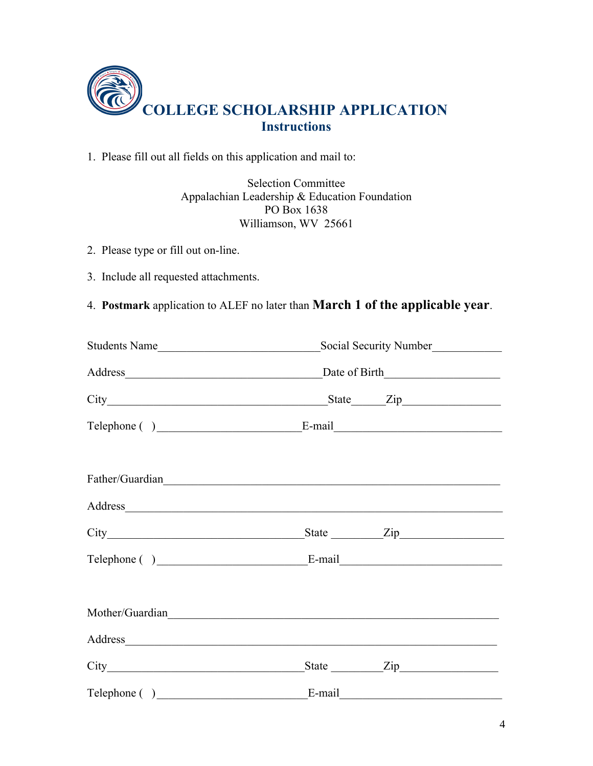# COLLEGE SCHOLARSHIP APPLICATION

## Instructions

1. Please fill out all fields on this application and mail to:

Selection Committee
Appalachian Leadership & Education Foundation
PO Box 1638
Williamson, WV 25661

2. Please type or fill out on-line.

3. Include all requested attachments.

4. **Postmark** application to ALEF no later than **March 1 of the applicable year**.

Students Name____________________________Social Security Number____________

Address___________________________________Date of Birth___________________

City_______________________________________State______Zip_________________

Telephone ( )_________________________E-mail_____________________________

Father/Guardian____________________________________________________________

Address___________________________________________________________________

City__________________________________State _________Zip__________________

Telephone ( )__________________________E-mail___________________________

Mother/Guardian___________________________________________________________

Address__________________________________________________________________

City__________________________________State _________Zip_________________

Telephone ( )__________________________E-mail___________________________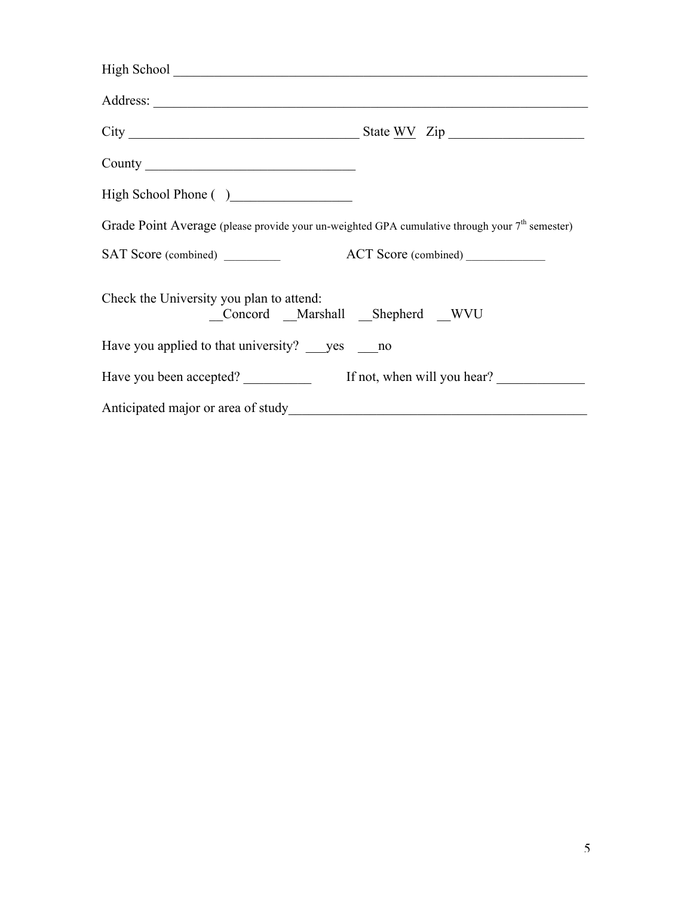High School ________________________________________________________________

Address: __________________________________________________________________

City ___________________________________ State WV Zip ____________________

County _______________________________

High School Phone ( )__________________

Grade Point Average (please provide your un-weighted GPA cumulative through your 7th semester)

SAT Score (combined) _________ ACT Score (combined) ____________

Check the University you plan to attend:
__Concord __Marshall __Shepherd __WVU

Have you applied to that university? ___yes ___no

Have you been accepted? __________ If not, when will you hear? _____________

Anticipated major or area of study____________________________________________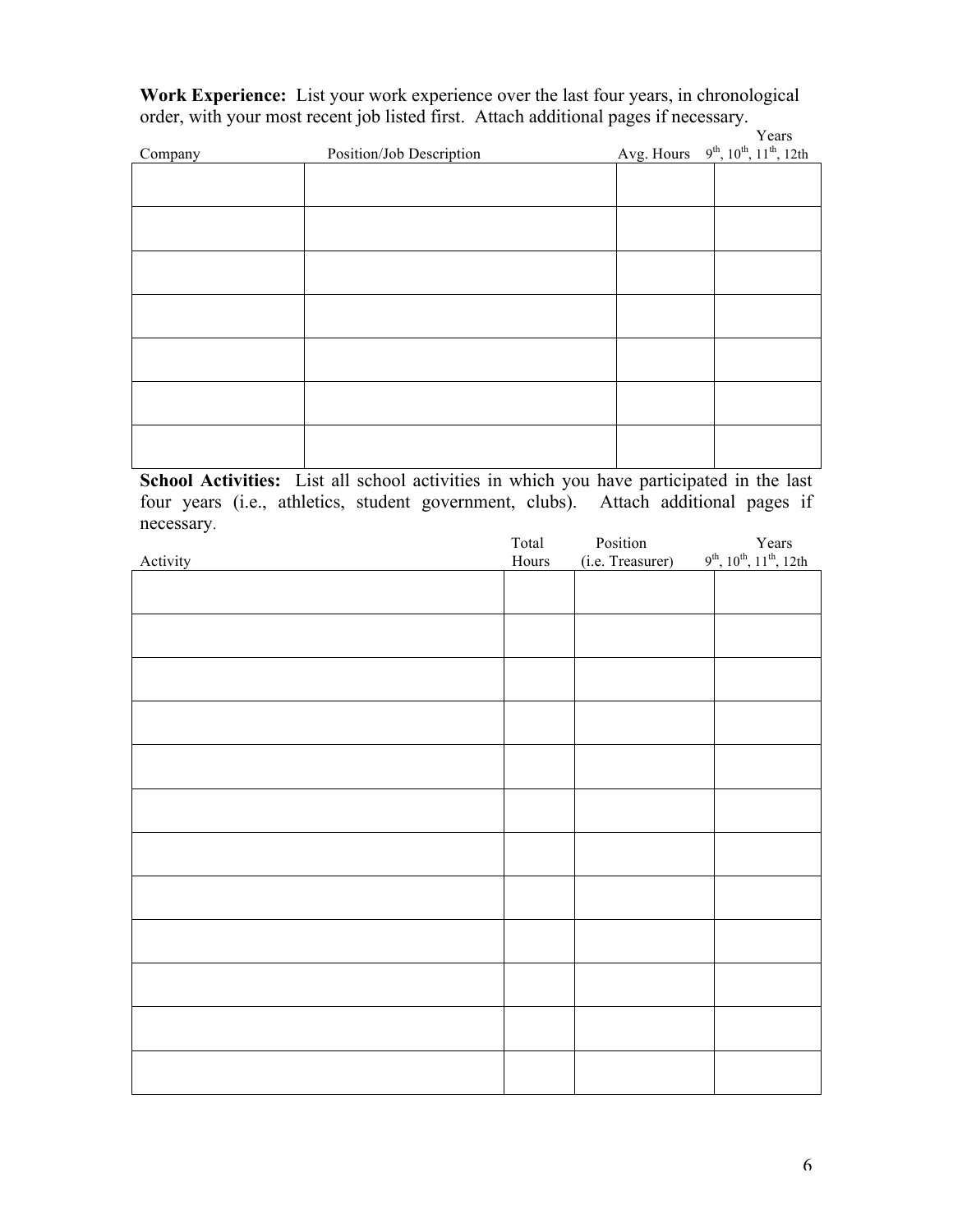**Work Experience:** List your work experience over the last four years, in chronological order, with your most recent job listed first. Attach additional pages if necessary.

| Company | Position/Job Description | Avg. Hours | Years $9^{th}$, $10^{th}$, $11^{th}$, 12th |
|---|---|---|---|
| | | | |
| | | | |
| | | | |
| | | | |
| | | | |
| | | | |
| | | | |

**School Activities:** List all school activities in which you have participated in the last four years (i.e., athletics, student government, clubs). Attach additional pages if necessary.

| Activity | Total Hours | Position (i.e. Treasurer) | Years $9^{th}$, $10^{th}$, $11^{th}$, 12th |
|---|---|---|---|
| | | | |
| | | | |
| | | | |
| | | | |
| | | | |
| | | | |
| | | | |
| | | | |
| | | | |
| | | | |
| | | | |
| | | | |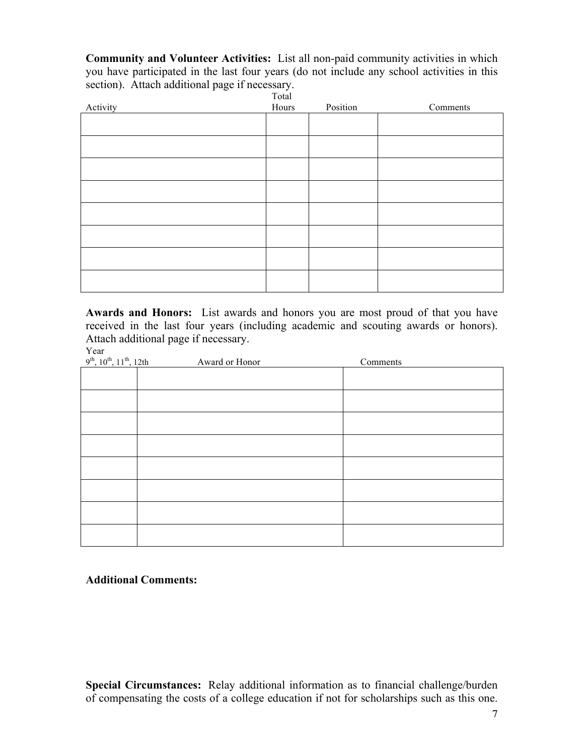**Community and Volunteer Activities:** List all non-paid community activities in which you have participated in the last four years (do not include any school activities in this section). Attach additional page if necessary.

| Activity | Total Hours | Position | Comments |
|---|---|---|---|
| | | | |
| | | | |
| | | | |
| | | | |
| | | | |
| | | | |
| | | | |
| | | | |

**Awards and Honors:** List awards and honors you are most proud of that you have received in the last four years (including academic and scouting awards or honors). Attach additional page if necessary.

| Year 9th, 10th, 11th, 12th | Award or Honor | Comments |
|---|---|---|
| | | |
| | | |
| | | |
| | | |
| | | |
| | | |
| | | |
| | | |

**Additional Comments:**

**Special Circumstances:** Relay additional information as to financial challenge/burden of compensating the costs of a college education if not for scholarships such as this one.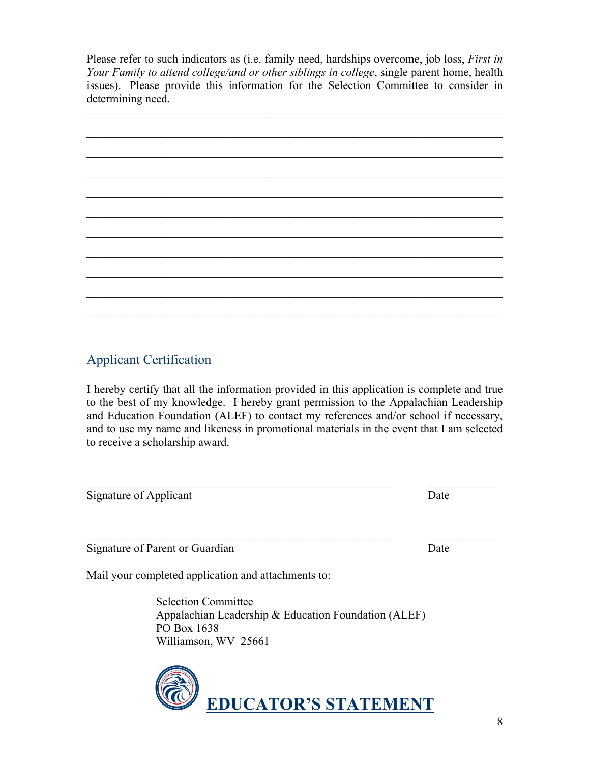Please refer to such indicators as (i.e. family need, hardships overcome, job loss, *First in Your Family to attend college/and or other siblings in college*, single parent home, health issues). Please provide this information for the Selection Committee to consider in determining need.

\_\_\_\_\_\_\_\_\_\_\_\_\_\_\_\_\_\_\_\_\_\_\_\_\_\_\_\_\_\_\_\_\_\_\_\_\_\_\_\_\_\_\_\_\_\_\_\_\_\_\_\_\_\_\_\_\_\_\_\_\_\_\_\_\_\_\_\_\_\_

\_\_\_\_\_\_\_\_\_\_\_\_\_\_\_\_\_\_\_\_\_\_\_\_\_\_\_\_\_\_\_\_\_\_\_\_\_\_\_\_\_\_\_\_\_\_\_\_\_\_\_\_\_\_\_\_\_\_\_\_\_\_\_\_\_\_\_\_\_\_

\_\_\_\_\_\_\_\_\_\_\_\_\_\_\_\_\_\_\_\_\_\_\_\_\_\_\_\_\_\_\_\_\_\_\_\_\_\_\_\_\_\_\_\_\_\_\_\_\_\_\_\_\_\_\_\_\_\_\_\_\_\_\_\_\_\_\_\_\_\_

\_\_\_\_\_\_\_\_\_\_\_\_\_\_\_\_\_\_\_\_\_\_\_\_\_\_\_\_\_\_\_\_\_\_\_\_\_\_\_\_\_\_\_\_\_\_\_\_\_\_\_\_\_\_\_\_\_\_\_\_\_\_\_\_\_\_\_\_\_\_

\_\_\_\_\_\_\_\_\_\_\_\_\_\_\_\_\_\_\_\_\_\_\_\_\_\_\_\_\_\_\_\_\_\_\_\_\_\_\_\_\_\_\_\_\_\_\_\_\_\_\_\_\_\_\_\_\_\_\_\_\_\_\_\_\_\_\_\_\_\_

\_\_\_\_\_\_\_\_\_\_\_\_\_\_\_\_\_\_\_\_\_\_\_\_\_\_\_\_\_\_\_\_\_\_\_\_\_\_\_\_\_\_\_\_\_\_\_\_\_\_\_\_\_\_\_\_\_\_\_\_\_\_\_\_\_\_\_\_\_\_

\_\_\_\_\_\_\_\_\_\_\_\_\_\_\_\_\_\_\_\_\_\_\_\_\_\_\_\_\_\_\_\_\_\_\_\_\_\_\_\_\_\_\_\_\_\_\_\_\_\_\_\_\_\_\_\_\_\_\_\_\_\_\_\_\_\_\_\_\_\_

\_\_\_\_\_\_\_\_\_\_\_\_\_\_\_\_\_\_\_\_\_\_\_\_\_\_\_\_\_\_\_\_\_\_\_\_\_\_\_\_\_\_\_\_\_\_\_\_\_\_\_\_\_\_\_\_\_\_\_\_\_\_\_\_\_\_\_\_\_\_

\_\_\_\_\_\_\_\_\_\_\_\_\_\_\_\_\_\_\_\_\_\_\_\_\_\_\_\_\_\_\_\_\_\_\_\_\_\_\_\_\_\_\_\_\_\_\_\_\_\_\_\_\_\_\_\_\_\_\_\_\_\_\_\_\_\_\_\_\_\_

\_\_\_\_\_\_\_\_\_\_\_\_\_\_\_\_\_\_\_\_\_\_\_\_\_\_\_\_\_\_\_\_\_\_\_\_\_\_\_\_\_\_\_\_\_\_\_\_\_\_\_\_\_\_\_\_\_\_\_\_\_\_\_\_\_\_\_\_\_\_

\_\_\_\_\_\_\_\_\_\_\_\_\_\_\_\_\_\_\_\_\_\_\_\_\_\_\_\_\_\_\_\_\_\_\_\_\_\_\_\_\_\_\_\_\_\_\_\_\_\_\_\_\_\_\_\_\_\_\_\_\_\_\_\_\_\_\_\_\_\_

## Applicant Certification

I hereby certify that all the information provided in this application is complete and true to the best of my knowledge. I hereby grant permission to the Appalachian Leadership and Education Foundation (ALEF) to contact my references and/or school if necessary, and to use my name and likeness in promotional materials in the event that I am selected to receive a scholarship award.

\_\_\_\_\_\_\_\_\_\_\_\_\_\_\_\_\_\_\_\_\_\_\_\_\_\_\_\_\_\_\_\_\_\_\_\_\_\_\_\_\_\_\_\_\_\_\_\_\_\_\_ \_\_\_\_\_\_\_\_\_\_\_\_

Signature of Applicant Date

\_\_\_\_\_\_\_\_\_\_\_\_\_\_\_\_\_\_\_\_\_\_\_\_\_\_\_\_\_\_\_\_\_\_\_\_\_\_\_\_\_\_\_\_\_\_\_\_\_\_\_ \_\_\_\_\_\_\_\_\_\_\_\_

Signature of Parent or Guardian Date

Mail your completed application and attachments to:

Selection Committee
Appalachian Leadership & Education Foundation (ALEF)
PO Box 1638
Williamson, WV 25661

# EDUCATOR'S STATEMENT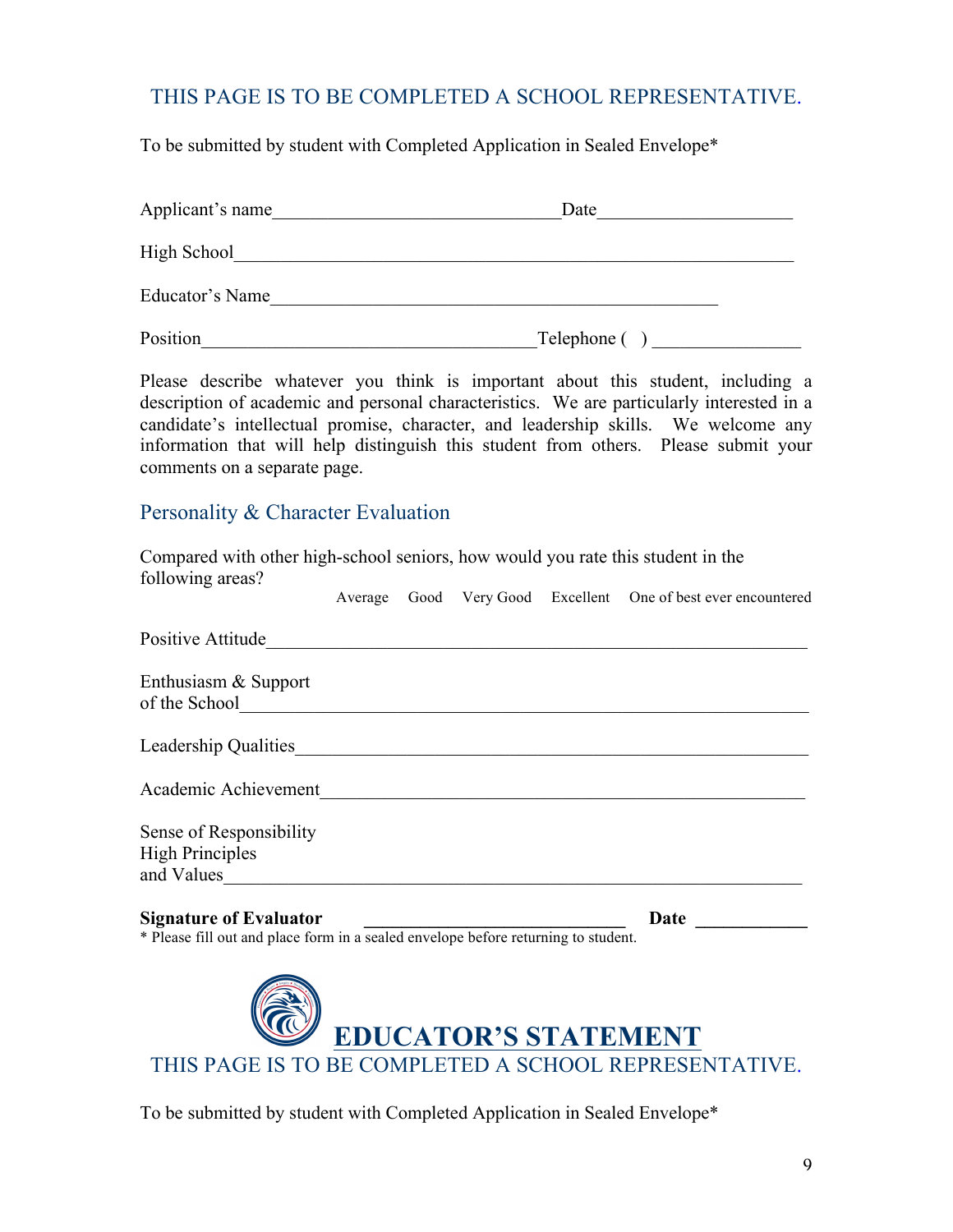THIS PAGE IS TO BE COMPLETED A SCHOOL REPRESENTATIVE.

To be submitted by student with Completed Application in Sealed Envelope*

Applicant's name______________________________Date____________________

High School____________________________________________________________

Educator's Name_______________________________________________

Position___________________________________Telephone ( ) _______________

Please describe whatever you think is important about this student, including a description of academic and personal characteristics. We are particularly interested in a candidate's intellectual promise, character, and leadership skills. We welcome any information that will help distinguish this student from others. Please submit your comments on a separate page.

## Personality & Character Evaluation

Compared with other high-school seniors, how would you rate this student in the following areas?

| | Average | Good | Very Good | Excellent | One of best ever encountered |
|---|---|---|---|---|---|
| Positive Attitude | | | | | |
| Enthusiasm & Support of the School | | | | | |
| Leadership Qualities | | | | | |
| Academic Achievement | | | | | |
| Sense of Responsibility High Principles and Values | | | | | |

**Signature of Evaluator** ___________________________ **Date** ___________

* Please fill out and place form in a sealed envelope before returning to student.

# EDUCATOR'S STATEMENT

THIS PAGE IS TO BE COMPLETED A SCHOOL REPRESENTATIVE.

To be submitted by student with Completed Application in Sealed Envelope*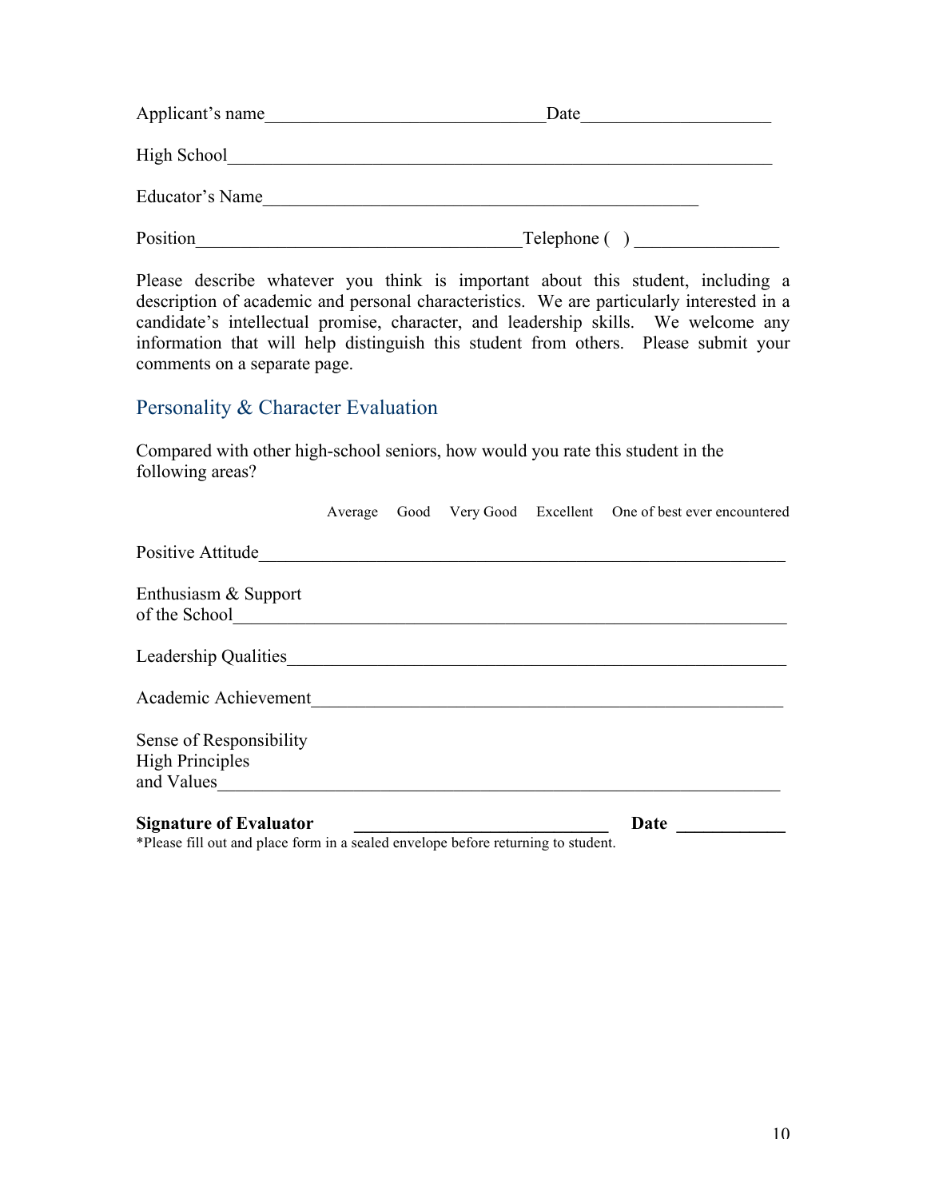Applicant's name_______________________________Date_____________________

High School____________________________________________________________

Educator's Name________________________________________________

Position____________________________________Telephone (   ) ________________

Please describe whatever you think is important about this student, including a description of academic and personal characteristics. We are particularly interested in a candidate's intellectual promise, character, and leadership skills. We welcome any information that will help distinguish this student from others. Please submit your comments on a separate page.

## Personality & Character Evaluation

Compared with other high-school seniors, how would you rate this student in the following areas?

| | Average | Good | Very Good | Excellent | One of best ever encountered |
|---|---|---|---|---|---|
| Positive Attitude | | | | | |
| Enthusiasm & Support of the School | | | | | |
| Leadership Qualities | | | | | |
| Academic Achievement | | | | | |
| Sense of Responsibility High Principles and Values | | | | | |

**Signature of Evaluator** _____________________________ **Date** ____________

*Please fill out and place form in a sealed envelope before returning to student.